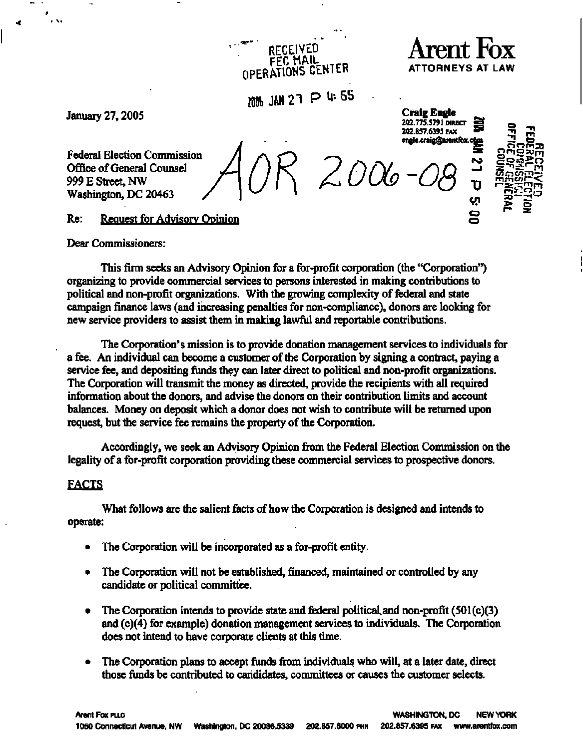RECEIVED
FEC MAIL
OPERATIONS CENTER

2006 JAN 27 P 4: 55

**Arent Fox**
ATTORNEYS AT LAW

January 27, 2005

**Craig Engle**
202.775.5791 DIRECT
202.857.6395 FAX
engle.craig@arentfox.com

RECEIVED
FEDERAL ELECTION COMMISSION
OFFICE OF GENERAL COUNSEL
2006 JAN 27 P 5: 00

Federal Election Commission
Office of General Counsel
999 E Street, NW
Washington, DC 20463

AOR 2006-08

Re: Request for Advisory Opinion

Dear Commissioners:

This firm seeks an Advisory Opinion for a for-profit corporation (the "Corporation") organizing to provide commercial services to persons interested in making contributions to political and non-profit organizations. With the growing complexity of federal and state campaign finance laws (and increasing penalties for non-compliance), donors are looking for new service providers to assist them in making lawful and reportable contributions.

The Corporation's mission is to provide donation management services to individuals for a fee. An individual can become a customer of the Corporation by signing a contract, paying a service fee, and depositing funds they can later direct to political and non-profit organizations. The Corporation will transmit the money as directed, provide the recipients with all required information about the donors, and advise the donors on their contribution limits and account balances. Money on deposit which a donor does not wish to contribute will be returned upon request, but the service fee remains the property of the Corporation.

Accordingly, we seek an Advisory Opinion from the Federal Election Commission on the legality of a for-profit corporation providing these commercial services to prospective donors.

## FACTS

What follows are the salient facts of how the Corporation is designed and intends to operate:

- The Corporation will be incorporated as a for-profit entity.
- The Corporation will not be established, financed, maintained or controlled by any candidate or political committee.
- The Corporation intends to provide state and federal political and non-profit (501(c)(3) and (c)(4) for example) donation management services to individuals. The Corporation does not intend to have corporate clients at this time.
- The Corporation plans to accept funds from individuals who will, at a later date, direct those funds be contributed to candidates, committees or causes the customer selects.

Arent Fox PLLC
1050 Connecticut Avenue, NW Washington, DC 20036.5339 202.857.6000 PHN 202.857.6395 FAX www.arentfox.com
WASHINGTON, DC NEW YORK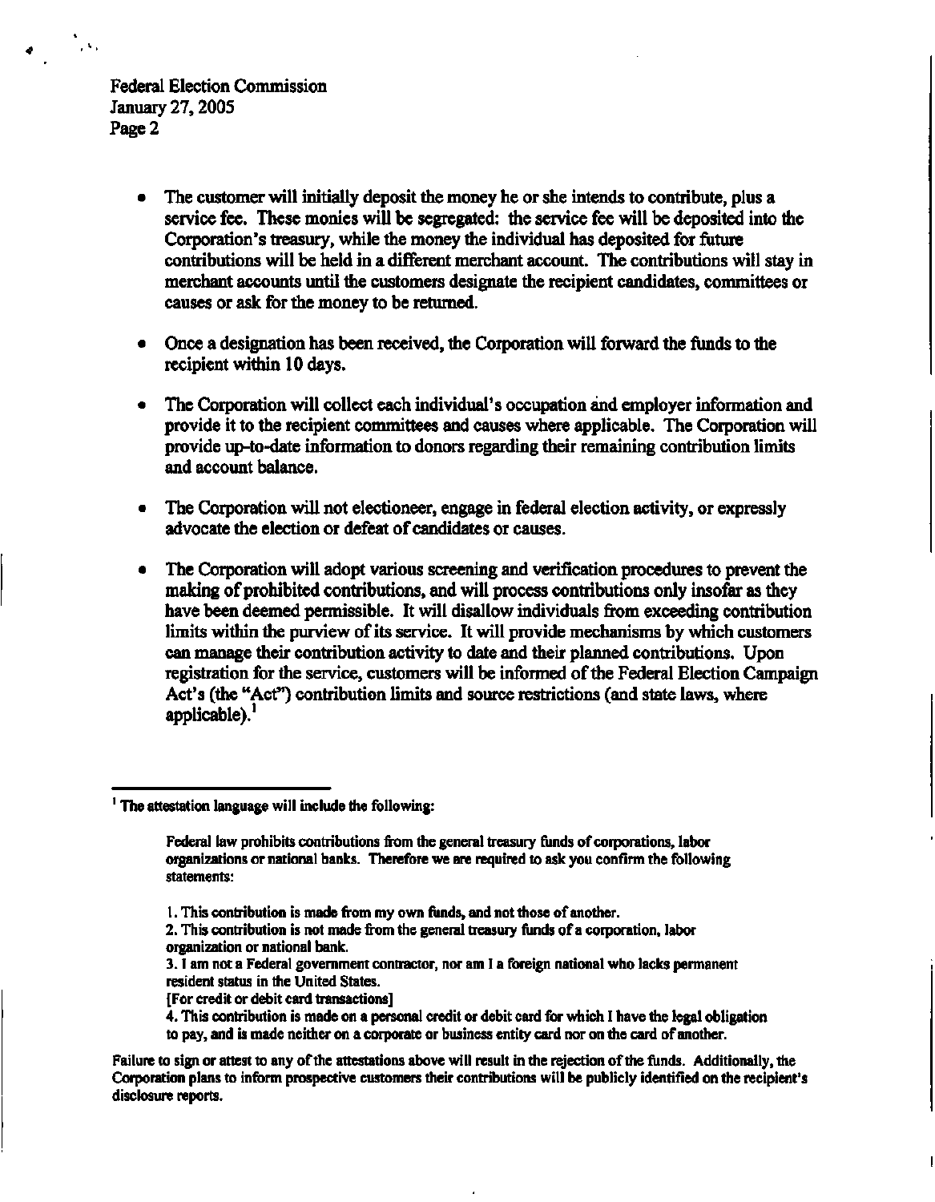Federal Election Commission
January 27, 2005

- The customer will initially deposit the money he or she intends to contribute, plus a service fee. These monies will be segregated: the service fee will be deposited into the Corporation's treasury, while the money the individual has deposited for future contributions will be held in a different merchant account. The contributions will stay in merchant accounts until the customers designate the recipient candidates, committees or causes or ask for the money to be returned.

- Once a designation has been received, the Corporation will forward the funds to the recipient within 10 days.

- The Corporation will collect each individual's occupation and employer information and provide it to the recipient committees and causes where applicable. The Corporation will provide up-to-date information to donors regarding their remaining contribution limits and account balance.

- The Corporation will not electioneer, engage in federal election activity, or expressly advocate the election or defeat of candidates or causes.

- The Corporation will adopt various screening and verification procedures to prevent the making of prohibited contributions, and will process contributions only insofar as they have been deemed permissible. It will disallow individuals from exceeding contribution limits within the purview of its service. It will provide mechanisms by which customers can manage their contribution activity to date and their planned contributions. Upon registration for the service, customers will be informed of the Federal Election Campaign Act's (the "Act") contribution limits and source restrictions (and state laws, where applicable).[1]

---

[1] The attestation language will include the following:

> Federal law prohibits contributions from the general treasury funds of corporations, labor organizations or national banks. Therefore we are required to ask you confirm the following statements:
>
> 1. This contribution is made from my own funds, and not those of another.
> 2. This contribution is not made from the general treasury funds of a corporation, labor organization or national bank.
> 3. I am not a Federal government contractor, nor am I a foreign national who lacks permanent resident status in the United States.
>
> [For credit or debit card transactions]
>
> 4. This contribution is made on a personal credit or debit card for which I have the legal obligation to pay, and is made neither on a corporate or business entity card nor on the card of another.

Failure to sign or attest to any of the attestations above will result in the rejection of the funds. Additionally, the Corporation plans to inform prospective customers their contributions will be publicly identified on the recipient's disclosure reports.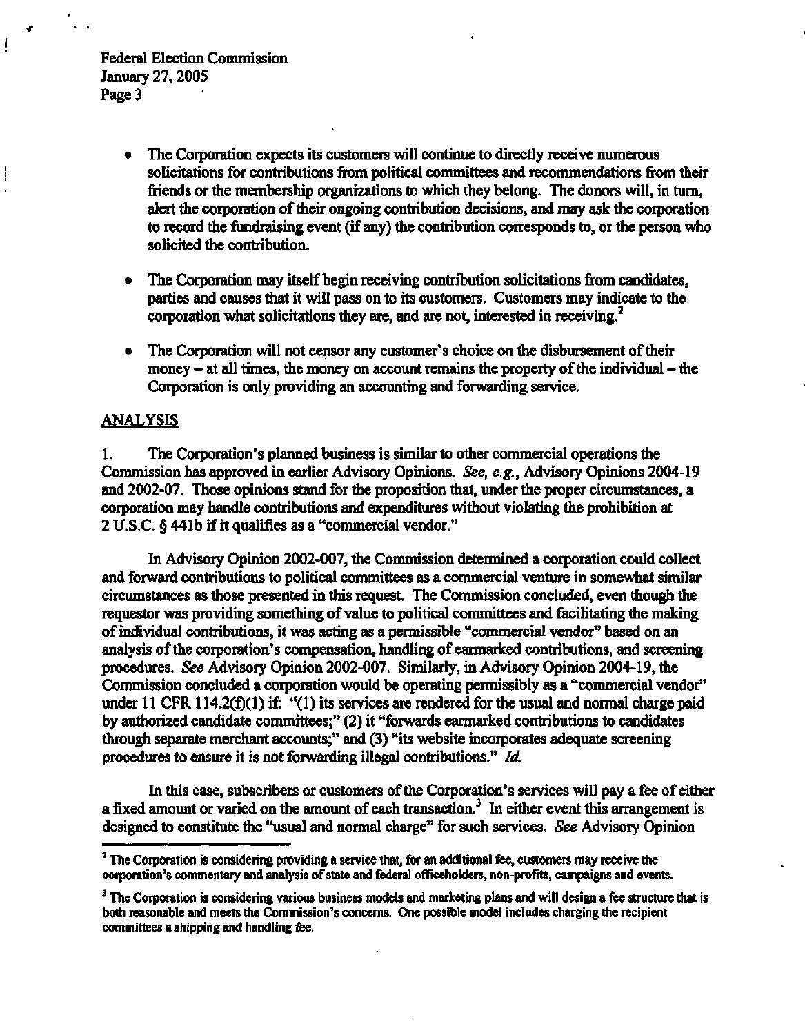- The Corporation expects its customers will continue to directly receive numerous solicitations for contributions from political committees and recommendations from their friends or the membership organizations to which they belong. The donors will, in turn, alert the corporation of their ongoing contribution decisions, and may ask the corporation to record the fundraising event (if any) the contribution corresponds to, or the person who solicited the contribution.

- The Corporation may itself begin receiving contribution solicitations from candidates, parties and causes that it will pass on to its customers. Customers may indicate to the corporation what solicitations they are, and are not, interested in receiving.[2]

- The Corporation will not censor any customer's choice on the disbursement of their money – at all times, the money on account remains the property of the individual – the Corporation is only providing an accounting and forwarding service.

## ANALYSIS

1. The Corporation's planned business is similar to other commercial operations the Commission has approved in earlier Advisory Opinions. *See, e.g.*, Advisory Opinions 2004-19 and 2002-07. Those opinions stand for the proposition that, under the proper circumstances, a corporation may handle contributions and expenditures without violating the prohibition at 2 U.S.C. § 441b if it qualifies as a "commercial vendor."

In Advisory Opinion 2002-007, the Commission determined a corporation could collect and forward contributions to political committees as a commercial venture in somewhat similar circumstances as those presented in this request. The Commission concluded, even though the requestor was providing something of value to political committees and facilitating the making of individual contributions, it was acting as a permissible "commercial vendor" based on an analysis of the corporation's compensation, handling of earmarked contributions, and screening procedures. *See* Advisory Opinion 2002-007. Similarly, in Advisory Opinion 2004-19, the Commission concluded a corporation would be operating permissibly as a "commercial vendor" under 11 CFR 114.2(f)(1) if: "(1) its services are rendered for the usual and normal charge paid by authorized candidate committees;" (2) it "forwards earmarked contributions to candidates through separate merchant accounts;" and (3) "its website incorporates adequate screening procedures to ensure it is not forwarding illegal contributions." *Id.*

In this case, subscribers or customers of the Corporation's services will pay a fee of either a fixed amount or varied on the amount of each transaction.[3] In either event this arrangement is designed to constitute the "usual and normal charge" for such services. *See* Advisory Opinion

---

[2] The Corporation is considering providing a service that, for an additional fee, customers may receive the corporation's commentary and analysis of state and federal officeholders, non-profits, campaigns and events.

[3] The Corporation is considering various business models and marketing plans and will design a fee structure that is both reasonable and meets the Commission's concerns. One possible model includes charging the recipient committees a shipping and handling fee.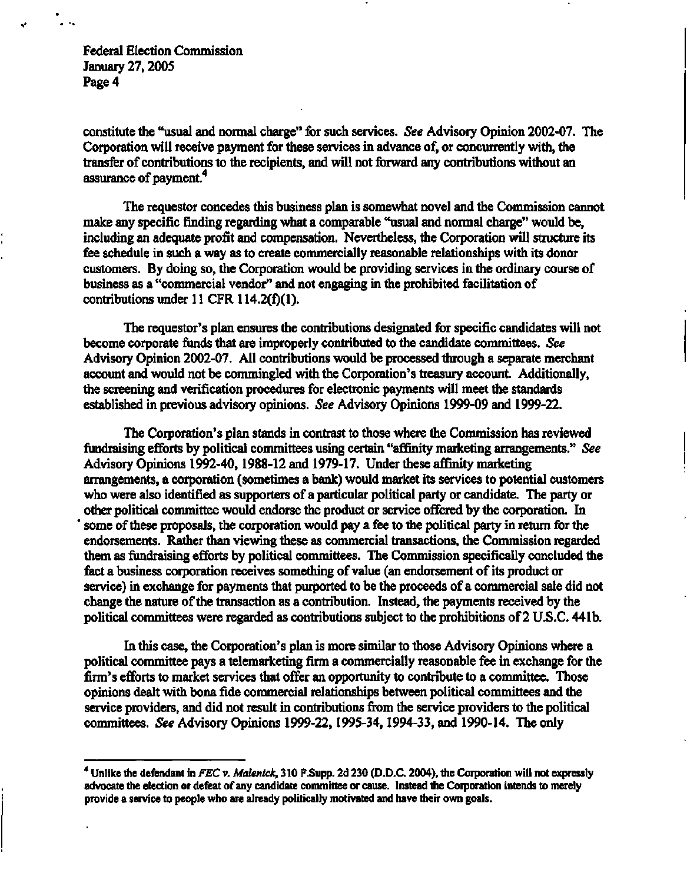constitute the "usual and normal charge" for such services. *See* Advisory Opinion 2002-07. The Corporation will receive payment for these services in advance of, or concurrently with, the transfer of contributions to the recipients, and will not forward any contributions without an assurance of payment.[4]

The requestor concedes this business plan is somewhat novel and the Commission cannot make any specific finding regarding what a comparable "usual and normal charge" would be, including an adequate profit and compensation. Nevertheless, the Corporation will structure its fee schedule in such a way as to create commercially reasonable relationships with its donor customers. By doing so, the Corporation would be providing services in the ordinary course of business as a "commercial vendor" and not engaging in the prohibited facilitation of contributions under 11 CFR 114.2(f)(1).

The requestor's plan ensures the contributions designated for specific candidates will not become corporate funds that are improperly contributed to the candidate committees. *See* Advisory Opinion 2002-07. All contributions would be processed through a separate merchant account and would not be commingled with the Corporation's treasury account. Additionally, the screening and verification procedures for electronic payments will meet the standards established in previous advisory opinions. *See* Advisory Opinions 1999-09 and 1999-22.

The Corporation's plan stands in contrast to those where the Commission has reviewed fundraising efforts by political committees using certain "affinity marketing arrangements." *See* Advisory Opinions 1992-40, 1988-12 and 1979-17. Under these affinity marketing arrangements, a corporation (sometimes a bank) would market its services to potential customers who were also identified as supporters of a particular political party or candidate. The party or other political committee would endorse the product or service offered by the corporation. In some of these proposals, the corporation would pay a fee to the political party in return for the endorsements. Rather than viewing these as commercial transactions, the Commission regarded them as fundraising efforts by political committees. The Commission specifically concluded the fact a business corporation receives something of value (an endorsement of its product or service) in exchange for payments that purported to be the proceeds of a commercial sale did not change the nature of the transaction as a contribution. Instead, the payments received by the political committees were regarded as contributions subject to the prohibitions of 2 U.S.C. 441b.

In this case, the Corporation's plan is more similar to those Advisory Opinions where a political committee pays a telemarketing firm a commercially reasonable fee in exchange for the firm's efforts to market services that offer an opportunity to contribute to a committee. Those opinions dealt with bona fide commercial relationships between political committees and the service providers, and did not result in contributions from the service providers to the political committees. *See* Advisory Opinions 1999-22, 1995-34, 1994-33, and 1990-14. The only

---

[4] Unlike the defendant in *FEC v. Malenick*, 310 F.Supp. 2d 230 (D.D.C. 2004), the Corporation will not expressly advocate the election or defeat of any candidate committee or cause. Instead the Corporation intends to merely provide a service to people who are already politically motivated and have their own goals.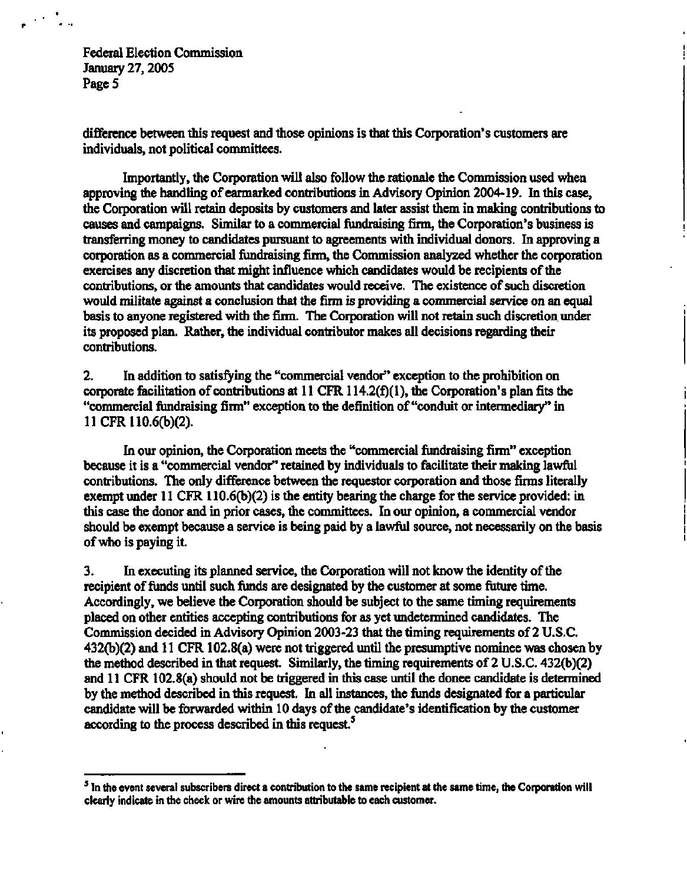difference between this request and those opinions is that this Corporation's customers are individuals, not political committees.

Importantly, the Corporation will also follow the rationale the Commission used when approving the handling of earmarked contributions in Advisory Opinion 2004-19. In this case, the Corporation will retain deposits by customers and later assist them in making contributions to causes and campaigns. Similar to a commercial fundraising firm, the Corporation's business is transferring money to candidates pursuant to agreements with individual donors. In approving a corporation as a commercial fundraising firm, the Commission analyzed whether the corporation exercises any discretion that might influence which candidates would be recipients of the contributions, or the amounts that candidates would receive. The existence of such discretion would militate against a conclusion that the firm is providing a commercial service on an equal basis to anyone registered with the firm. The Corporation will not retain such discretion under its proposed plan. Rather, the individual contributor makes all decisions regarding their contributions.

2. In addition to satisfying the "commercial vendor" exception to the prohibition on corporate facilitation of contributions at 11 CFR 114.2(f)(1), the Corporation's plan fits the "commercial fundraising firm" exception to the definition of "conduit or intermediary" in 11 CFR 110.6(b)(2).

In our opinion, the Corporation meets the "commercial fundraising firm" exception because it is a "commercial vendor" retained by individuals to facilitate their making lawful contributions. The only difference between the requestor corporation and those firms literally exempt under 11 CFR 110.6(b)(2) is the entity bearing the charge for the service provided: in this case the donor and in prior cases, the committees. In our opinion, a commercial vendor should be exempt because a service is being paid by a lawful source, not necessarily on the basis of who is paying it.

3. In executing its planned service, the Corporation will not know the identity of the recipient of funds until such funds are designated by the customer at some future time. Accordingly, we believe the Corporation should be subject to the same timing requirements placed on other entities accepting contributions for as yet undetermined candidates. The Commission decided in Advisory Opinion 2003-23 that the timing requirements of 2 U.S.C. 432(b)(2) and 11 CFR 102.8(a) were not triggered until the presumptive nominee was chosen by the method described in that request. Similarly, the timing requirements of 2 U.S.C. 432(b)(2) and 11 CFR 102.8(a) should not be triggered in this case until the donee candidate is determined by the method described in this request. In all instances, the funds designated for a particular candidate will be forwarded within 10 days of the candidate's identification by the customer according to the process described in this request.[5]

---

[5] In the event several subscribers direct a contribution to the same recipient at the same time, the Corporation will clearly indicate in the check or wire the amounts attributable to each customer.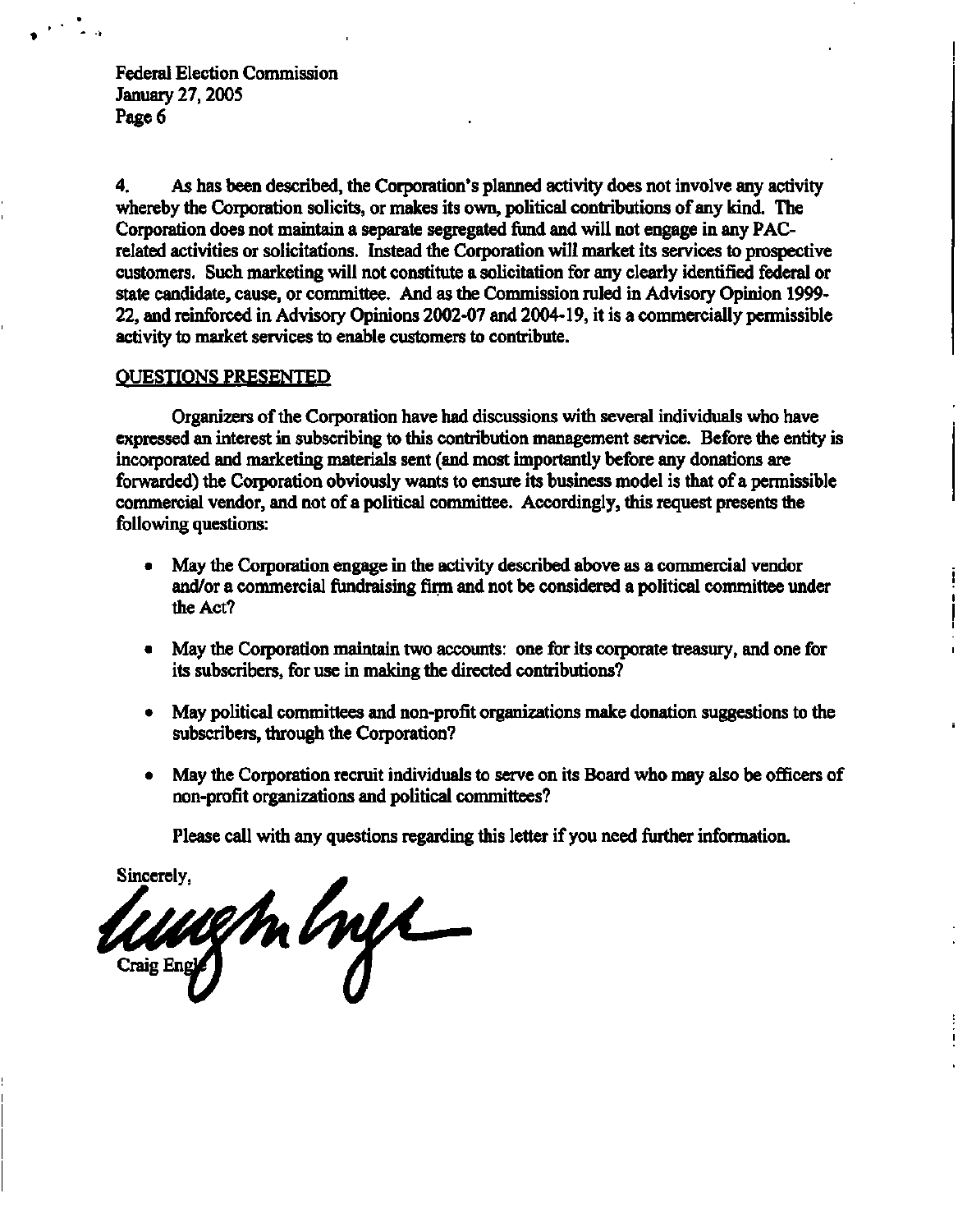Federal Election Commission
January 27, 2005
Page 6

4. As has been described, the Corporation's planned activity does not involve any activity whereby the Corporation solicits, or makes its own, political contributions of any kind. The Corporation does not maintain a separate segregated fund and will not engage in any PAC-related activities or solicitations. Instead the Corporation will market its services to prospective customers. Such marketing will not constitute a solicitation for any clearly identified federal or state candidate, cause, or committee. And as the Commission ruled in Advisory Opinion 1999-22, and reinforced in Advisory Opinions 2002-07 and 2004-19, it is a commercially permissible activity to market services to enable customers to contribute.

## QUESTIONS PRESENTED

Organizers of the Corporation have had discussions with several individuals who have expressed an interest in subscribing to this contribution management service. Before the entity is incorporated and marketing materials sent (and most importantly before any donations are forwarded) the Corporation obviously wants to ensure its business model is that of a permissible commercial vendor, and not of a political committee. Accordingly, this request presents the following questions:

- May the Corporation engage in the activity described above as a commercial vendor and/or a commercial fundraising firm and not be considered a political committee under the Act?
- May the Corporation maintain two accounts: one for its corporate treasury, and one for its subscribers, for use in making the directed contributions?
- May political committees and non-profit organizations make donation suggestions to the subscribers, through the Corporation?
- May the Corporation recruit individuals to serve on its Board who may also be officers of non-profit organizations and political committees?

Please call with any questions regarding this letter if you need further information.

Sincerely,

Craig Engle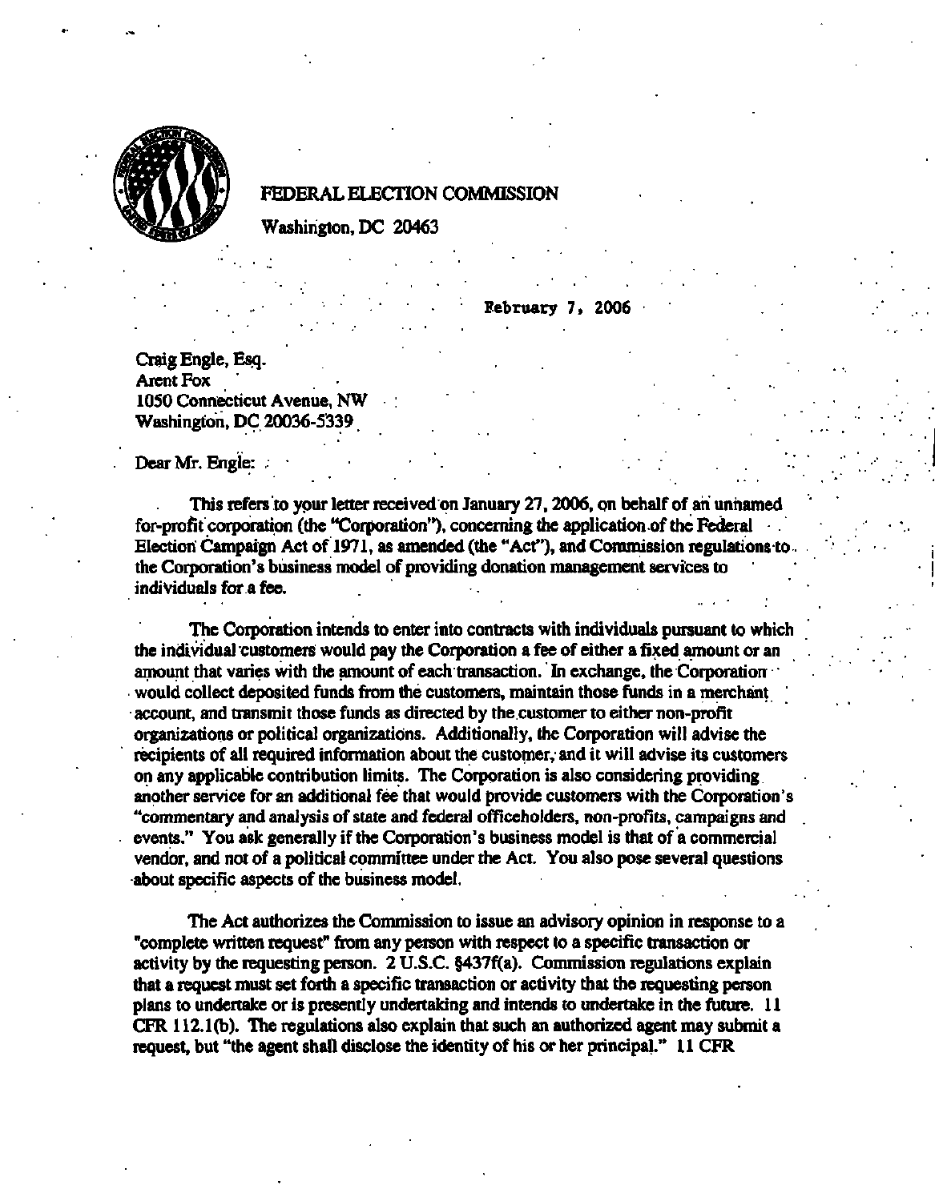FEDERAL ELECTION COMMISSION

Washington, DC 20463

February 7, 2006

Craig Engle, Esq.
Arent Fox
1050 Connecticut Avenue, NW
Washington, DC 20036-5339

Dear Mr. Engle:

This refers to your letter received on January 27, 2006, on behalf of an unnamed for-profit corporation (the "Corporation"), concerning the application of the Federal Election Campaign Act of 1971, as amended (the "Act"), and Commission regulations to the Corporation's business model of providing donation management services to individuals for a fee.

The Corporation intends to enter into contracts with individuals pursuant to which the individual customers would pay the Corporation a fee of either a fixed amount or an amount that varies with the amount of each transaction. In exchange, the Corporation would collect deposited funds from the customers, maintain those funds in a merchant account, and transmit those funds as directed by the customer to either non-profit organizations or political organizations. Additionally, the Corporation will advise the recipients of all required information about the customer, and it will advise its customers on any applicable contribution limits. The Corporation is also considering providing another service for an additional fee that would provide customers with the Corporation's "commentary and analysis of state and federal officeholders, non-profits, campaigns and events." You ask generally if the Corporation's business model is that of a commercial vendor, and not of a political committee under the Act. You also pose several questions about specific aspects of the business model.

The Act authorizes the Commission to issue an advisory opinion in response to a "complete written request" from any person with respect to a specific transaction or activity by the requesting person. 2 U.S.C. §437f(a). Commission regulations explain that a request must set forth a specific transaction or activity that the requesting person plans to undertake or is presently undertaking and intends to undertake in the future. 11 CFR 112.1(b). The regulations also explain that such an authorized agent may submit a request, but "the agent shall disclose the identity of his or her principal." 11 CFR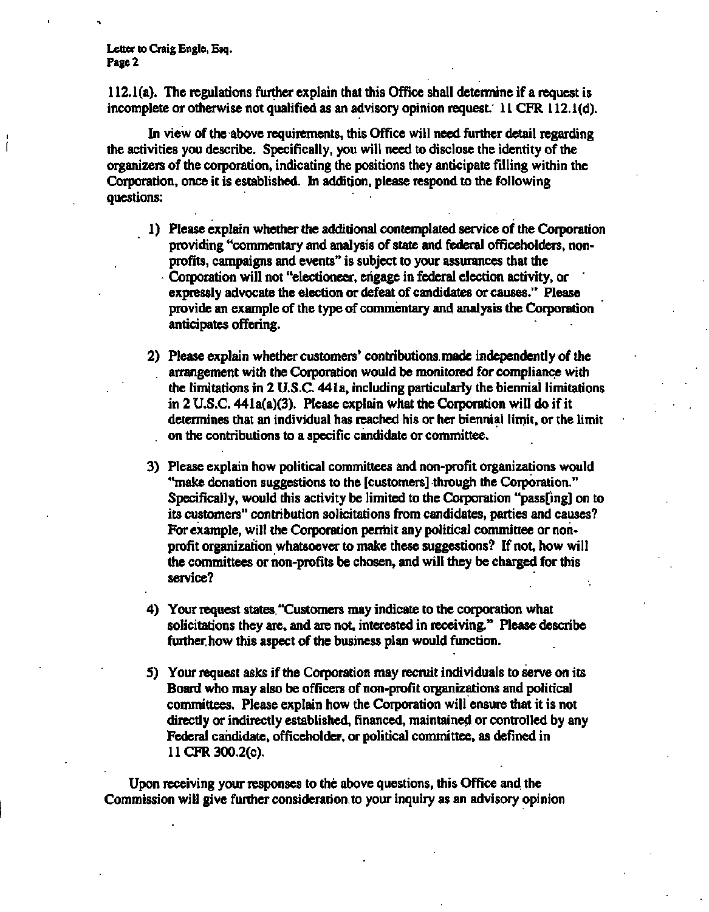112.1(a). The regulations further explain that this Office shall determine if a request is incomplete or otherwise not qualified as an advisory opinion request. 11 CFR 112.1(d).

In view of the above requirements, this Office will need further detail regarding the activities you describe. Specifically, you will need to disclose the identity of the organizers of the corporation, indicating the positions they anticipate filling within the Corporation, once it is established. In addition, please respond to the following questions:

1) Please explain whether the additional contemplated service of the Corporation providing "commentary and analysis of state and federal officeholders, non-profits, campaigns and events" is subject to your assurances that the Corporation will not "electioneer, engage in federal election activity, or expressly advocate the election or defeat of candidates or causes." Please provide an example of the type of commentary and analysis the Corporation anticipates offering.

2) Please explain whether customers' contributions made independently of the arrangement with the Corporation would be monitored for compliance with the limitations in 2 U.S.C. 441a, including particularly the biennial limitations in 2 U.S.C. 441a(a)(3). Please explain what the Corporation will do if it determines that an individual has reached his or her biennial limit, or the limit on the contributions to a specific candidate or committee.

3) Please explain how political committees and non-profit organizations would "make donation suggestions to the [customers] through the Corporation." Specifically, would this activity be limited to the Corporation "pass[ing] on to its customers" contribution solicitations from candidates, parties and causes? For example, will the Corporation permit any political committee or non-profit organization whatsoever to make these suggestions? If not, how will the committees or non-profits be chosen, and will they be charged for this service?

4) Your request states "Customers may indicate to the corporation what solicitations they are, and are not, interested in receiving." Please describe further how this aspect of the business plan would function.

5) Your request asks if the Corporation may recruit individuals to serve on its Board who may also be officers of non-profit organizations and political committees. Please explain how the Corporation will ensure that it is not directly or indirectly established, financed, maintained or controlled by any Federal candidate, officeholder, or political committee, as defined in 11 CFR 300.2(c).

Upon receiving your responses to the above questions, this Office and the Commission will give further consideration to your inquiry as an advisory opinion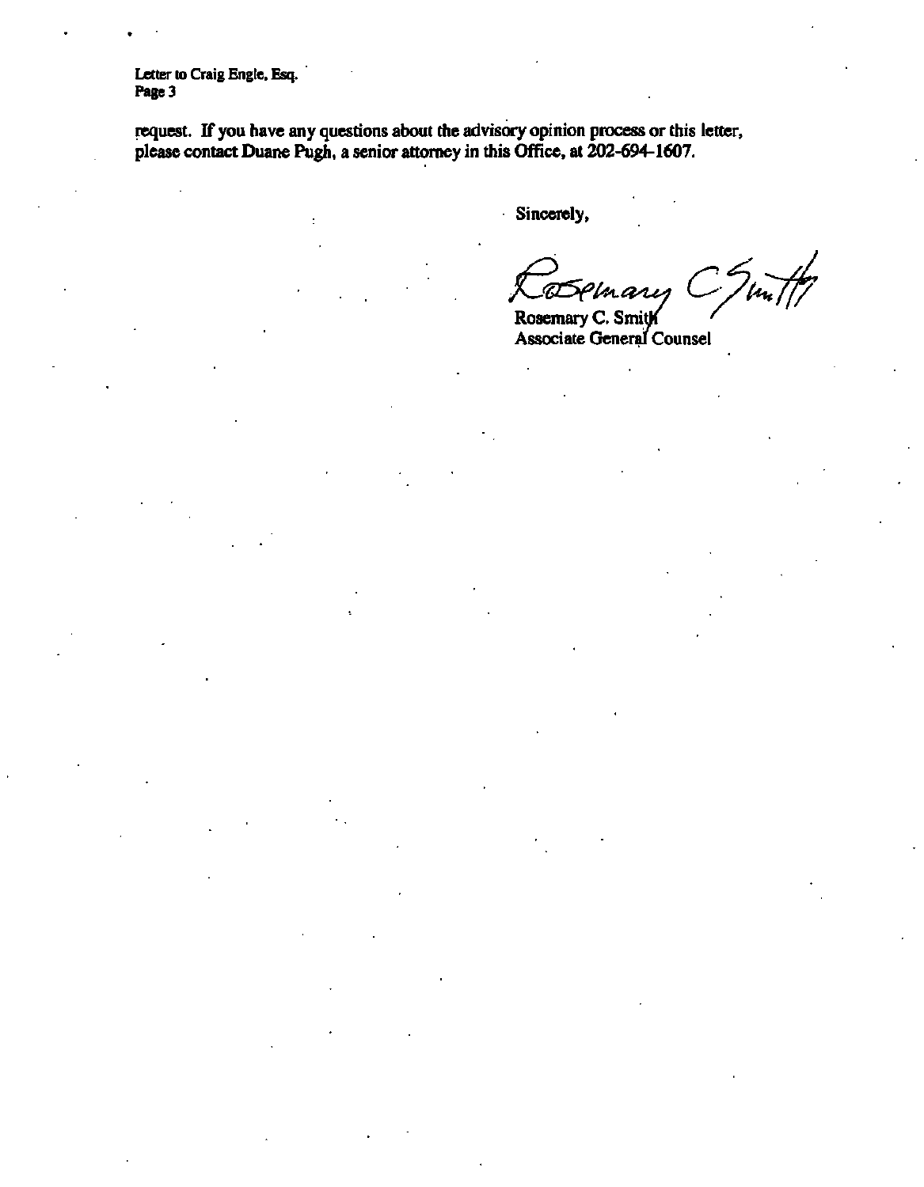request. If you have any questions about the advisory opinion process or this letter, please contact Duane Pugh, a senior attorney in this Office, at 202-694-1607.

Sincerely,

Rosemary C. Smith
Associate General Counsel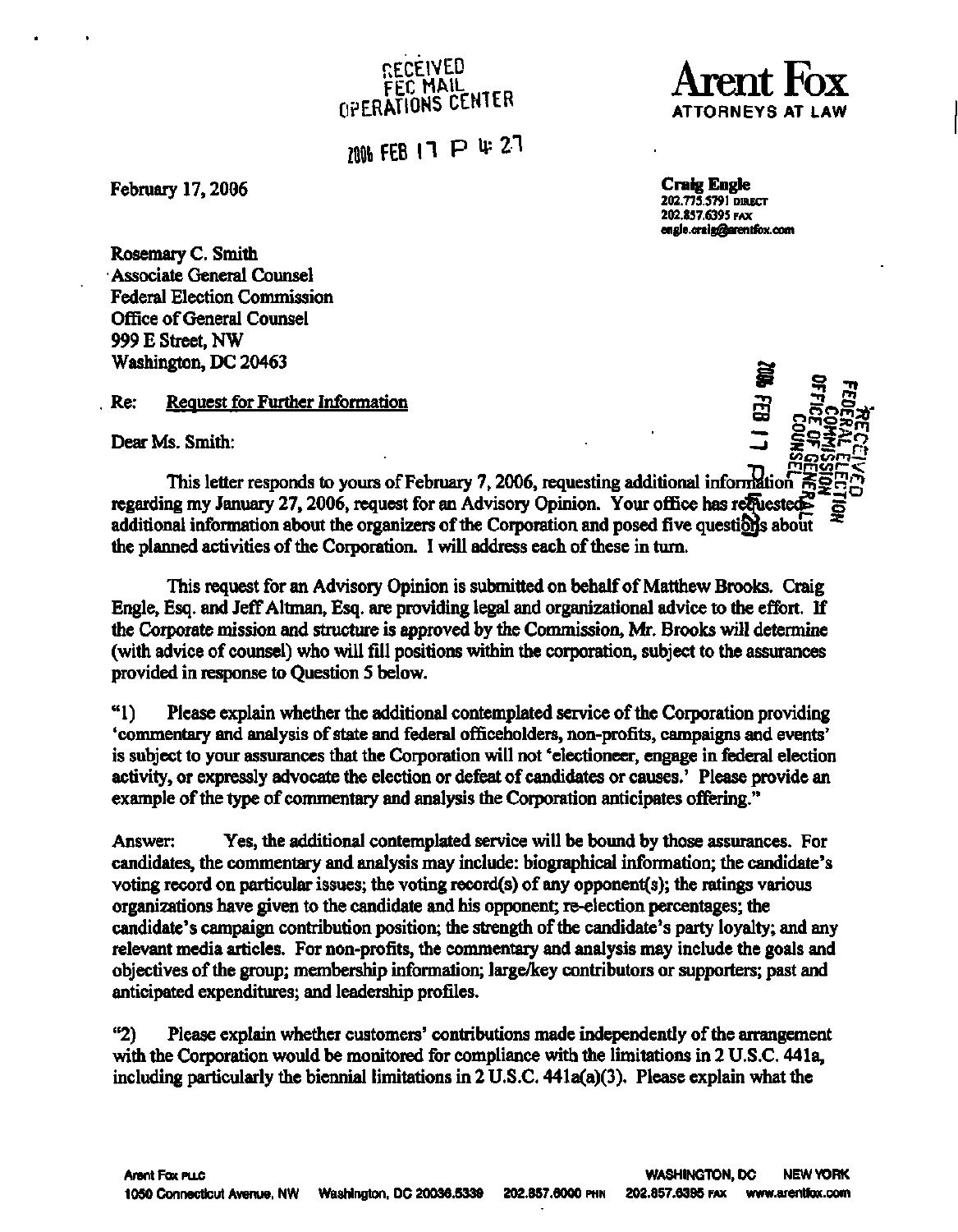RECEIVED
FEC MAIL
OPERATIONS CENTER

2006 FEB 17 P 4:27

**Arent Fox**
ATTORNEYS AT LAW

February 17, 2006

**Craig Engle**
202.775.5791 DIRECT
202.857.6395 FAX
engle.craig@arentfox.com

Rosemary C. Smith
Associate General Counsel
Federal Election Commission
Office of General Counsel
999 E Street, NW
Washington, DC 20463

RECEIVED
FEDERAL ELECTION COMMISSION
OFFICE OF GENERAL COUNSEL
2006 FEB 17

Re: Request for Further Information

Dear Ms. Smith:

This letter responds to yours of February 7, 2006, requesting additional information regarding my January 27, 2006, request for an Advisory Opinion. Your office has requested additional information about the organizers of the Corporation and posed five questions about the planned activities of the Corporation. I will address each of these in turn.

This request for an Advisory Opinion is submitted on behalf of Matthew Brooks. Craig Engle, Esq. and Jeff Altman, Esq. are providing legal and organizational advice to the effort. If the Corporate mission and structure is approved by the Commission, Mr. Brooks will determine (with advice of counsel) who will fill positions within the corporation, subject to the assurances provided in response to Question 5 below.

"1) Please explain whether the additional contemplated service of the Corporation providing 'commentary and analysis of state and federal officeholders, non-profits, campaigns and events' is subject to your assurances that the Corporation will not 'electioneer, engage in federal election activity, or expressly advocate the election or defeat of candidates or causes.' Please provide an example of the type of commentary and analysis the Corporation anticipates offering."

Answer: Yes, the additional contemplated service will be bound by those assurances. For candidates, the commentary and analysis may include: biographical information; the candidate's voting record on particular issues; the voting record(s) of any opponent(s); the ratings various organizations have given to the candidate and his opponent; re-election percentages; the candidate's campaign contribution position; the strength of the candidate's party loyalty; and any relevant media articles. For non-profits, the commentary and analysis may include the goals and objectives of the group; membership information; large/key contributors or supporters; past and anticipated expenditures; and leadership profiles.

"2) Please explain whether customers' contributions made independently of the arrangement with the Corporation would be monitored for compliance with the limitations in 2 U.S.C. 441a, including particularly the biennial limitations in 2 U.S.C. 441a(a)(3). Please explain what the

Arent Fox PLLC
1050 Connecticut Avenue, NW Washington, DC 20036.5339 202.857.6000 PHN 202.857.6395 FAX www.arentfox.com
WASHINGTON, DC NEW YORK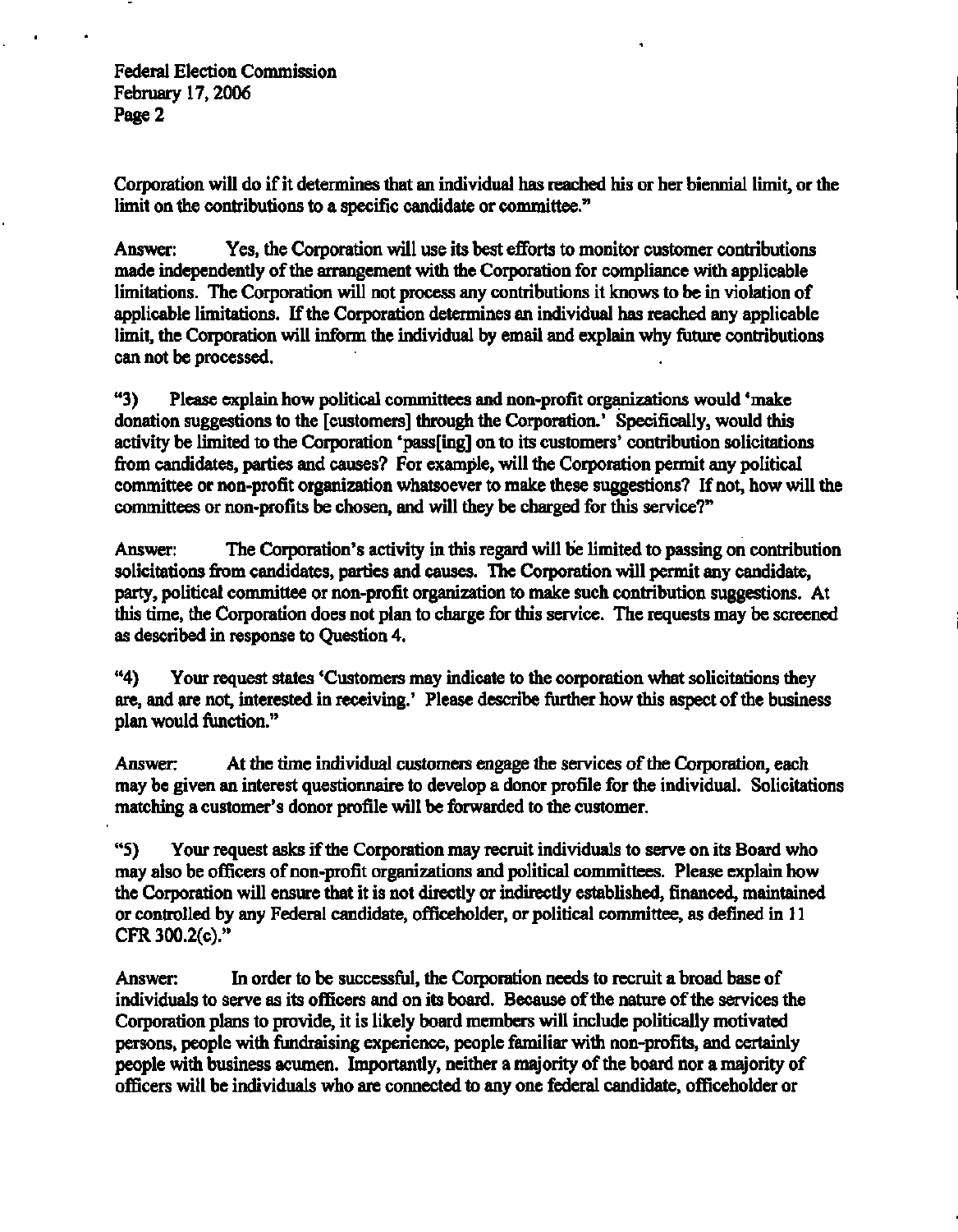Corporation will do if it determines that an individual has reached his or her biennial limit, or the limit on the contributions to a specific candidate or committee."

Answer: Yes, the Corporation will use its best efforts to monitor customer contributions made independently of the arrangement with the Corporation for compliance with applicable limitations. The Corporation will not process any contributions it knows to be in violation of applicable limitations. If the Corporation determines an individual has reached any applicable limit, the Corporation will inform the individual by email and explain why future contributions can not be processed.

"3) Please explain how political committees and non-profit organizations would 'make donation suggestions to the [customers] through the Corporation.' Specifically, would this activity be limited to the Corporation 'pass[ing] on to its customers' contribution solicitations from candidates, parties and causes? For example, will the Corporation permit any political committee or non-profit organization whatsoever to make these suggestions? If not, how will the committees or non-profits be chosen, and will they be charged for this service?"

Answer: The Corporation's activity in this regard will be limited to passing on contribution solicitations from candidates, parties and causes. The Corporation will permit any candidate, party, political committee or non-profit organization to make such contribution suggestions. At this time, the Corporation does not plan to charge for this service. The requests may be screened as described in response to Question 4.

"4) Your request states 'Customers may indicate to the corporation what solicitations they are, and are not, interested in receiving.' Please describe further how this aspect of the business plan would function."

Answer: At the time individual customers engage the services of the Corporation, each may be given an interest questionnaire to develop a donor profile for the individual. Solicitations matching a customer's donor profile will be forwarded to the customer.

"5) Your request asks if the Corporation may recruit individuals to serve on its Board who may also be officers of non-profit organizations and political committees. Please explain how the Corporation will ensure that it is not directly or indirectly established, financed, maintained or controlled by any Federal candidate, officeholder, or political committee, as defined in 11 CFR 300.2(c)."

Answer: In order to be successful, the Corporation needs to recruit a broad base of individuals to serve as its officers and on its board. Because of the nature of the services the Corporation plans to provide, it is likely board members will include politically motivated persons, people with fundraising experience, people familiar with non-profits, and certainly people with business acumen. Importantly, neither a majority of the board nor a majority of officers will be individuals who are connected to any one federal candidate, officeholder or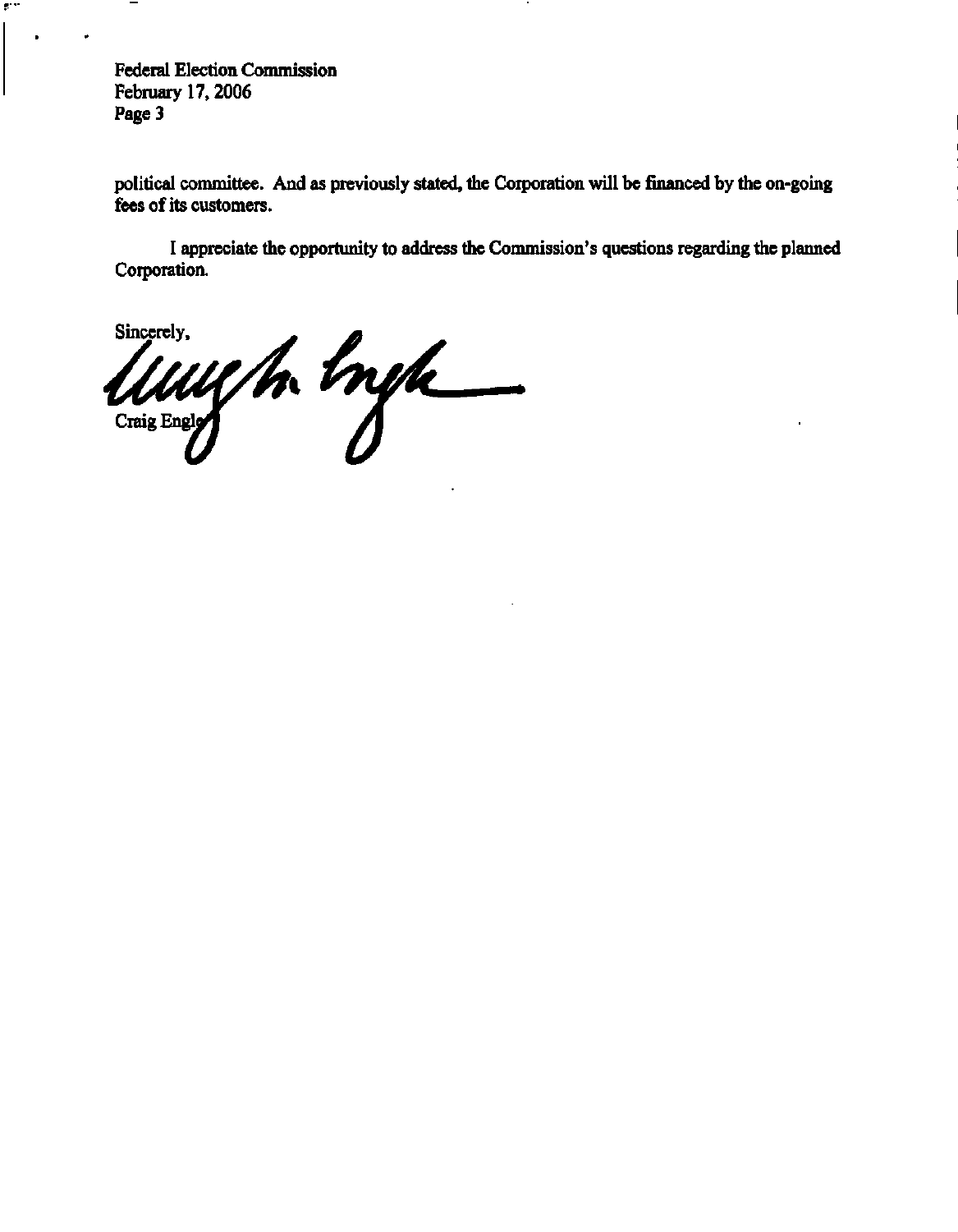political committee. And as previously stated, the Corporation will be financed by the on-going fees of its customers.

I appreciate the opportunity to address the Commission's questions regarding the planned Corporation.

Sincerely,

Craig Engle